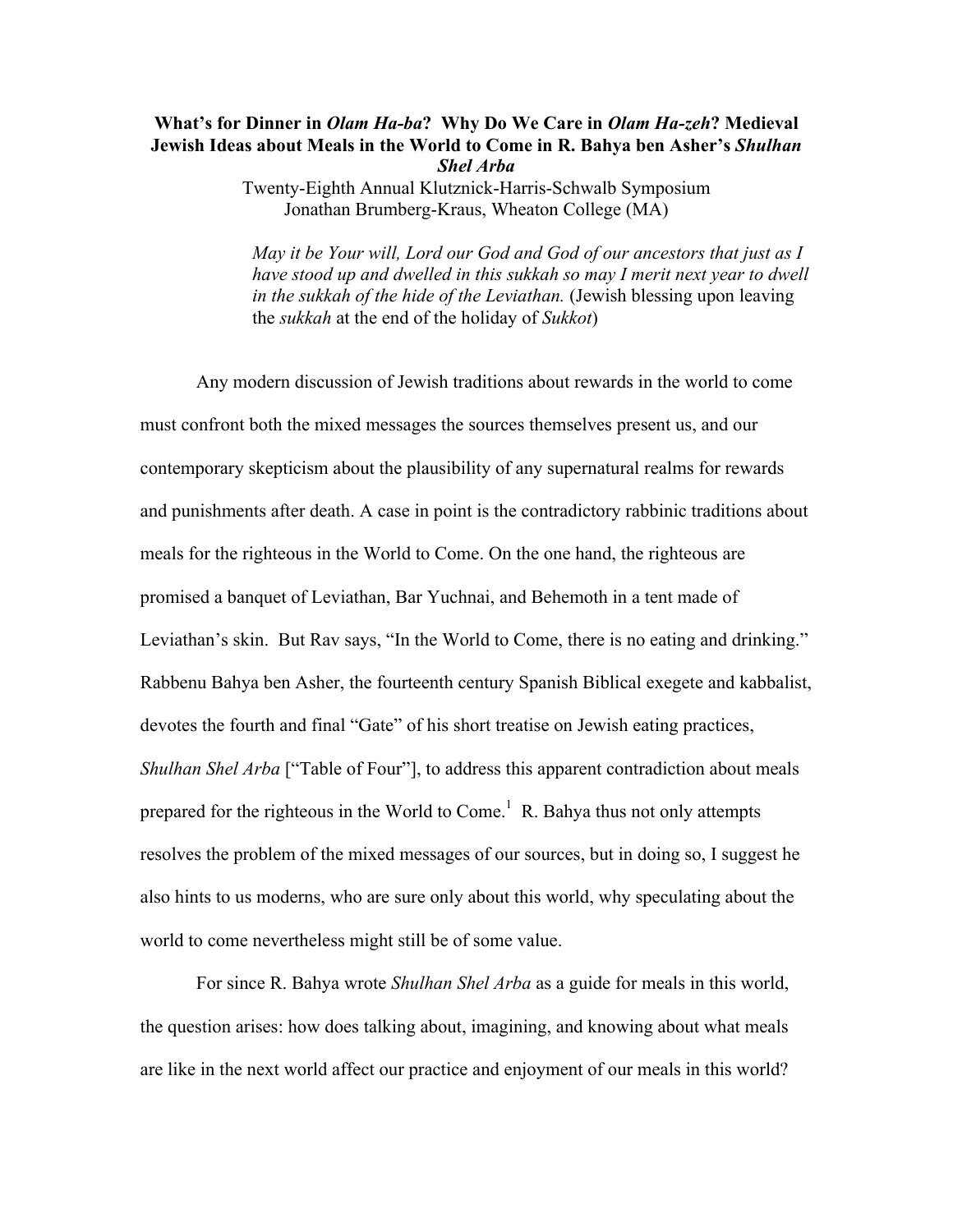# What's for Dinner in *Olam Ha-ba*? Why Do We Care in *Olam Ha-zeh*? Medieval Jewish Ideas about Meals in the World to Come in R. Bahya ben Asher's *Shulhan Shel Arba*

Twenty-Eighth Annual Klutznick-Harris-Schwalb Symposium
Jonathan Brumberg-Kraus, Wheaton College (MA)

> *May it be Your will, Lord our God and God of our ancestors that just as I have stood up and dwelled in this sukkah so may I merit next year to dwell in the sukkah of the hide of the Leviathan.* (Jewish blessing upon leaving the *sukkah* at the end of the holiday of *Sukkot*)

Any modern discussion of Jewish traditions about rewards in the world to come must confront both the mixed messages the sources themselves present us, and our contemporary skepticism about the plausibility of any supernatural realms for rewards and punishments after death. A case in point is the contradictory rabbinic traditions about meals for the righteous in the World to Come. On the one hand, the righteous are promised a banquet of Leviathan, Bar Yuchnai, and Behemoth in a tent made of Leviathan's skin. But Rav says, "In the World to Come, there is no eating and drinking." Rabbenu Bahya ben Asher, the fourteenth century Spanish Biblical exegete and kabbalist, devotes the fourth and final "Gate" of his short treatise on Jewish eating practices, *Shulhan Shel Arba* ["Table of Four"], to address this apparent contradiction about meals prepared for the righteous in the World to Come.[1] R. Bahya thus not only attempts resolves the problem of the mixed messages of our sources, but in doing so, I suggest he also hints to us moderns, who are sure only about this world, why speculating about the world to come nevertheless might still be of some value.

For since R. Bahya wrote *Shulhan Shel Arba* as a guide for meals in this world, the question arises: how does talking about, imagining, and knowing about what meals are like in the next world affect our practice and enjoyment of our meals in this world?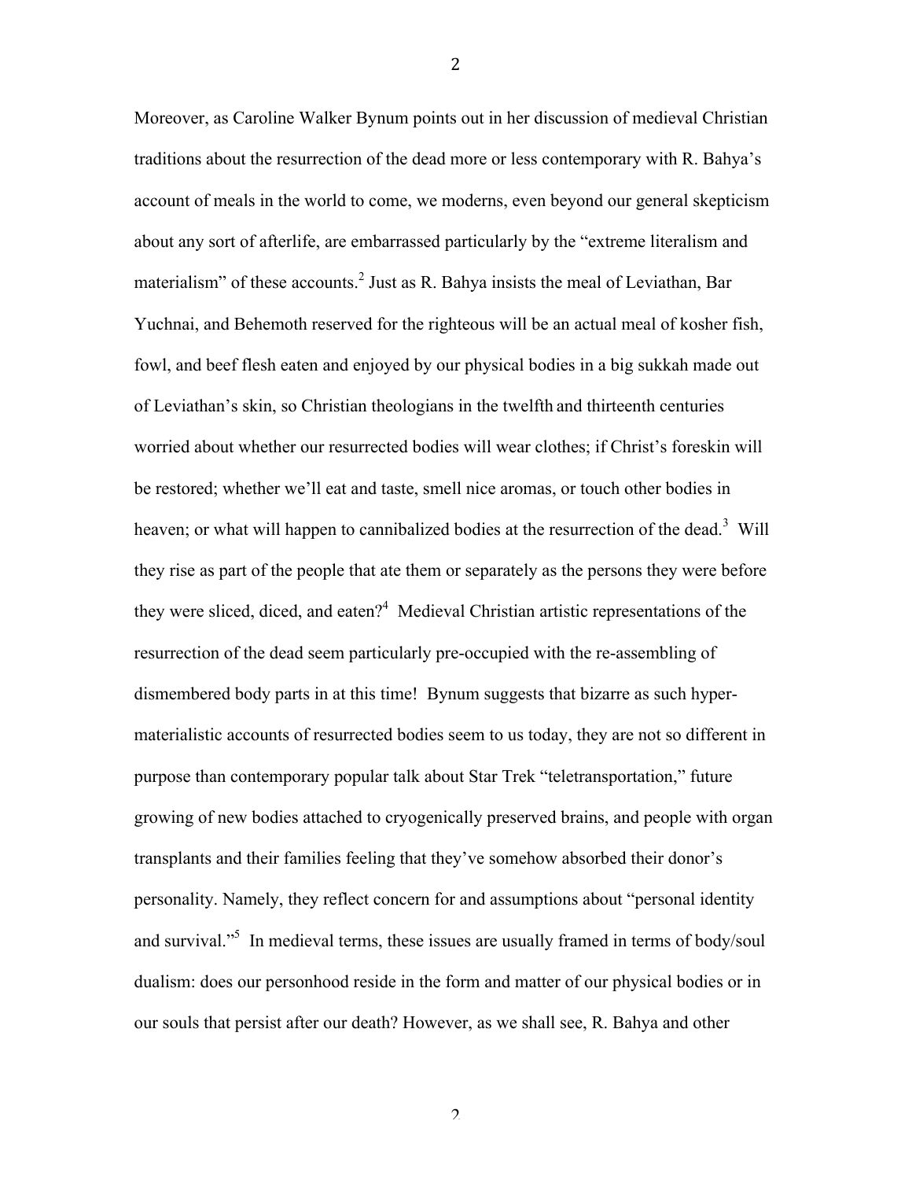Moreover, as Caroline Walker Bynum points out in her discussion of medieval Christian traditions about the resurrection of the dead more or less contemporary with R. Bahya's account of meals in the world to come, we moderns, even beyond our general skepticism about any sort of afterlife, are embarrassed particularly by the "extreme literalism and materialism" of these accounts.[2] Just as R. Bahya insists the meal of Leviathan, Bar Yuchnai, and Behemoth reserved for the righteous will be an actual meal of kosher fish, fowl, and beef flesh eaten and enjoyed by our physical bodies in a big sukkah made out of Leviathan's skin, so Christian theologians in the twelfth and thirteenth centuries worried about whether our resurrected bodies will wear clothes; if Christ's foreskin will be restored; whether we'll eat and taste, smell nice aromas, or touch other bodies in heaven; or what will happen to cannibalized bodies at the resurrection of the dead.[3] Will they rise as part of the people that ate them or separately as the persons they were before they were sliced, diced, and eaten?[4] Medieval Christian artistic representations of the resurrection of the dead seem particularly pre-occupied with the re-assembling of dismembered body parts in at this time! Bynum suggests that bizarre as such hyper-materialistic accounts of resurrected bodies seem to us today, they are not so different in purpose than contemporary popular talk about Star Trek "teletransportation," future growing of new bodies attached to cryogenically preserved brains, and people with organ transplants and their families feeling that they've somehow absorbed their donor's personality. Namely, they reflect concern for and assumptions about "personal identity and survival."[5] In medieval terms, these issues are usually framed in terms of body/soul dualism: does our personhood reside in the form and matter of our physical bodies or in our souls that persist after our death? However, as we shall see, R. Bahya and other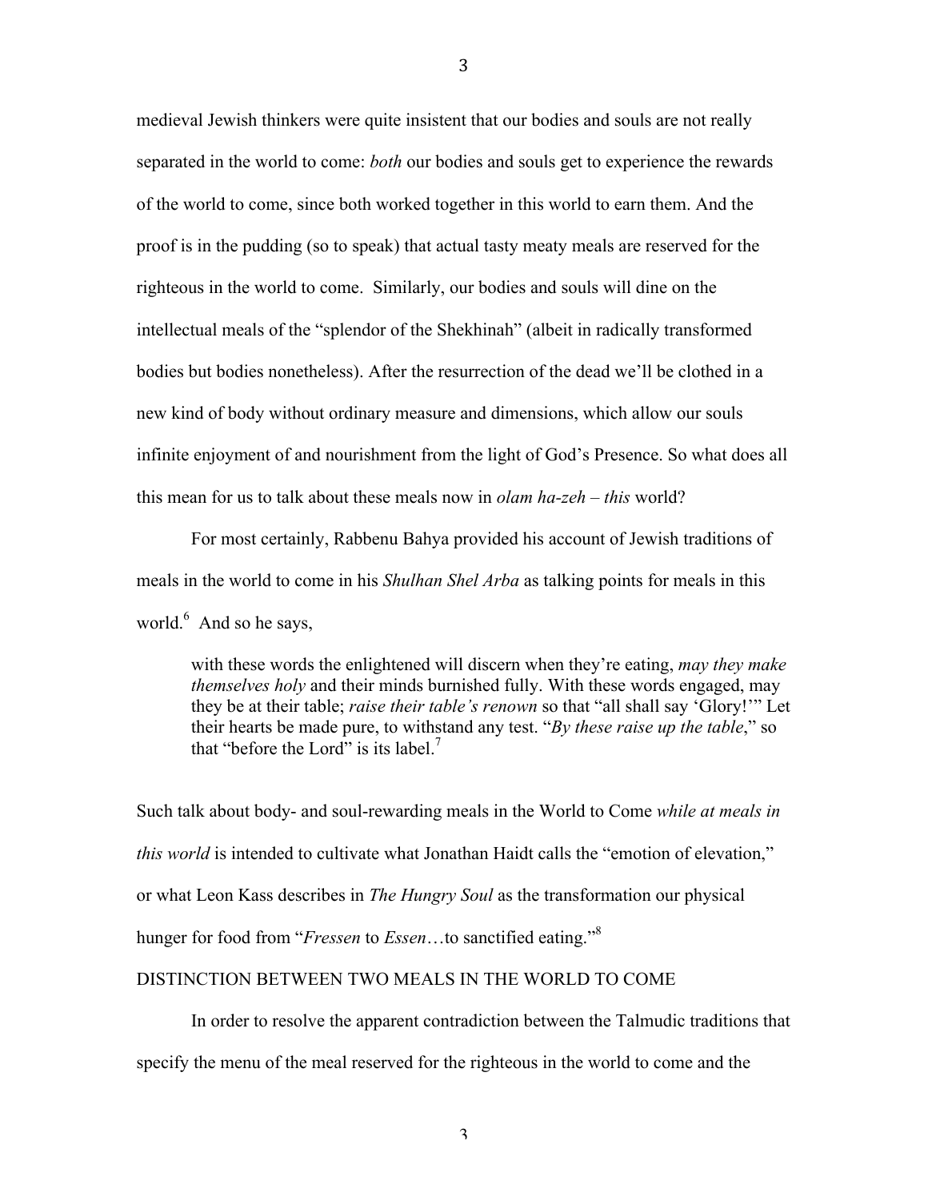medieval Jewish thinkers were quite insistent that our bodies and souls are not really separated in the world to come: *both* our bodies and souls get to experience the rewards of the world to come, since both worked together in this world to earn them. And the proof is in the pudding (so to speak) that actual tasty meaty meals are reserved for the righteous in the world to come. Similarly, our bodies and souls will dine on the intellectual meals of the "splendor of the Shekhinah" (albeit in radically transformed bodies but bodies nonetheless). After the resurrection of the dead we'll be clothed in a new kind of body without ordinary measure and dimensions, which allow our souls infinite enjoyment of and nourishment from the light of God's Presence. So what does all this mean for us to talk about these meals now in *olam ha-zeh – this* world?

For most certainly, Rabbenu Bahya provided his account of Jewish traditions of meals in the world to come in his *Shulhan Shel Arba* as talking points for meals in this world.[6] And so he says,

> with these words the enlightened will discern when they're eating, *may they make themselves holy* and their minds burnished fully. With these words engaged, may they be at their table; *raise their table's renown* so that "all shall say 'Glory!'" Let their hearts be made pure, to withstand any test. "*By these raise up the table*," so that "before the Lord" is its label.[7]

Such talk about body- and soul-rewarding meals in the World to Come *while at meals in this world* is intended to cultivate what Jonathan Haidt calls the "emotion of elevation," or what Leon Kass describes in *The Hungry Soul* as the transformation our physical hunger for food from "*Fressen* to *Essen*…to sanctified eating."[8]

## DISTINCTION BETWEEN TWO MEALS IN THE WORLD TO COME

In order to resolve the apparent contradiction between the Talmudic traditions that specify the menu of the meal reserved for the righteous in the world to come and the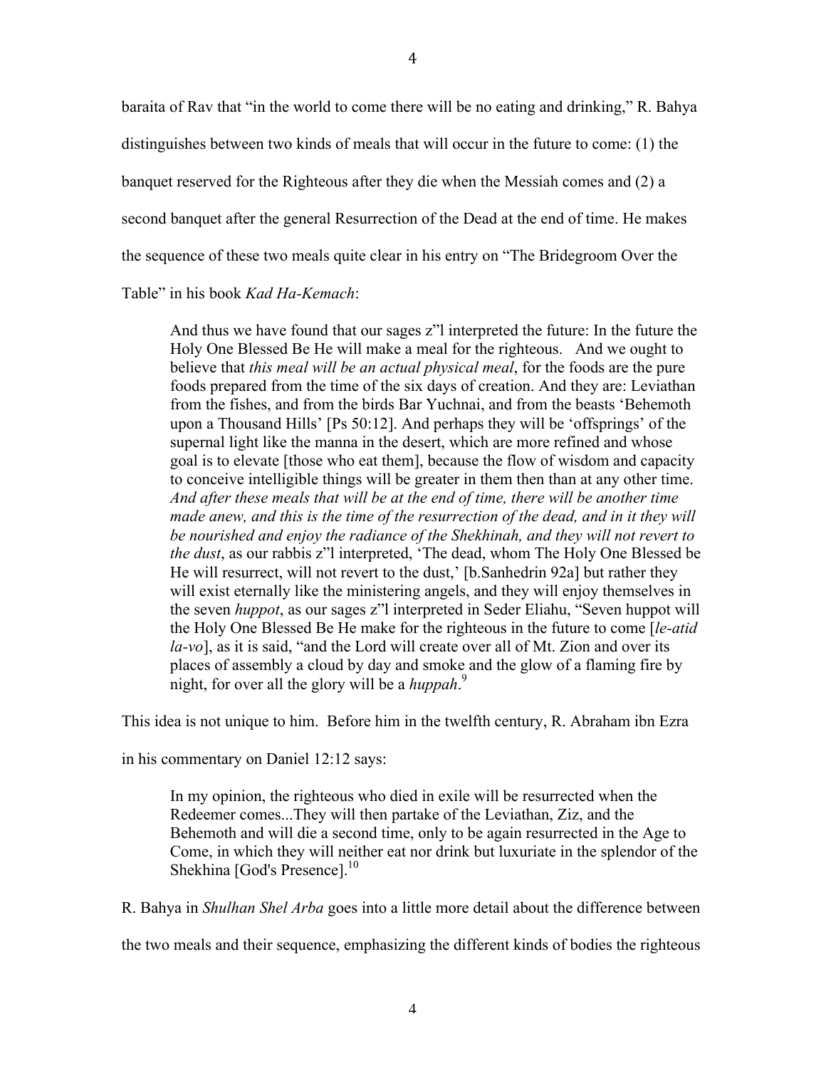baraita of Rav that "in the world to come there will be no eating and drinking," R. Bahya distinguishes between two kinds of meals that will occur in the future to come: (1) the banquet reserved for the Righteous after they die when the Messiah comes and (2) a second banquet after the general Resurrection of the Dead at the end of time. He makes the sequence of these two meals quite clear in his entry on "The Bridegroom Over the Table" in his book *Kad Ha-Kemach*:

> And thus we have found that our sages z"l interpreted the future: In the future the Holy One Blessed Be He will make a meal for the righteous. And we ought to believe that *this meal will be an actual physical meal*, for the foods are the pure foods prepared from the time of the six days of creation. And they are: Leviathan from the fishes, and from the birds Bar Yuchnai, and from the beasts 'Behemoth upon a Thousand Hills' [Ps 50:12]. And perhaps they will be 'offsprings' of the supernal light like the manna in the desert, which are more refined and whose goal is to elevate [those who eat them], because the flow of wisdom and capacity to conceive intelligible things will be greater in them then than at any other time. *And after these meals that will be at the end of time, there will be another time made anew, and this is the time of the resurrection of the dead, and in it they will be nourished and enjoy the radiance of the Shekhinah, and they will not revert to the dust*, as our rabbis z"l interpreted, 'The dead, whom The Holy One Blessed be He will resurrect, will not revert to the dust,' [b.Sanhedrin 92a] but rather they will exist eternally like the ministering angels, and they will enjoy themselves in the seven *huppot*, as our sages z"l interpreted in Seder Eliahu, "Seven huppot will the Holy One Blessed Be He make for the righteous in the future to come [*le-atid la-vo*], as it is said, "and the Lord will create over all of Mt. Zion and over its places of assembly a cloud by day and smoke and the glow of a flaming fire by night, for over all the glory will be a *huppah*.[9]

This idea is not unique to him. Before him in the twelfth century, R. Abraham ibn Ezra in his commentary on Daniel 12:12 says:

> In my opinion, the righteous who died in exile will be resurrected when the Redeemer comes...They will then partake of the Leviathan, Ziz, and the Behemoth and will die a second time, only to be again resurrected in the Age to Come, in which they will neither eat nor drink but luxuriate in the splendor of the Shekhina [God's Presence].[10]

R. Bahya in *Shulhan Shel Arba* goes into a little more detail about the difference between the two meals and their sequence, emphasizing the different kinds of bodies the righteous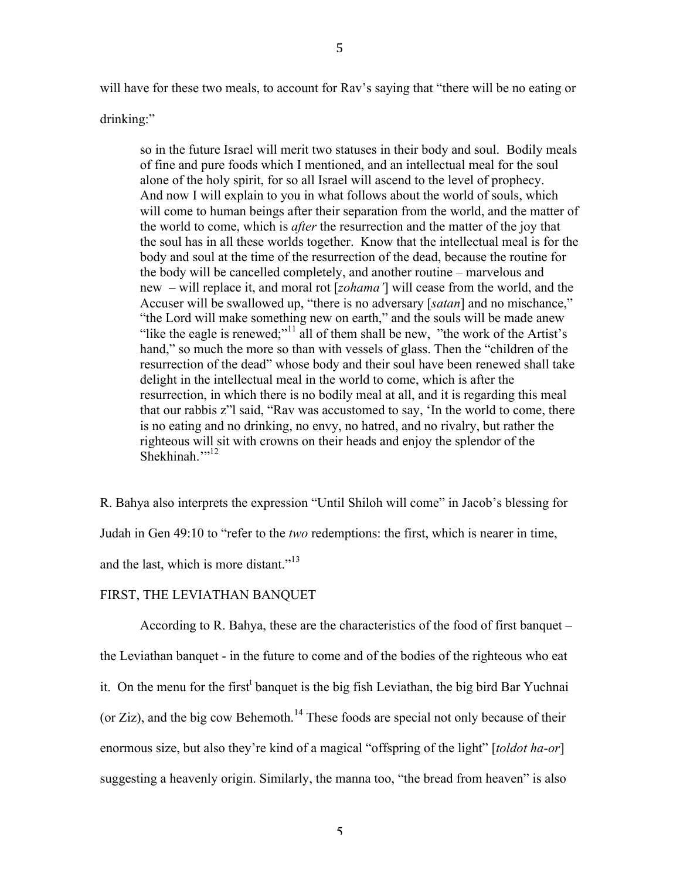will have for these two meals, to account for Rav's saying that "there will be no eating or drinking:"

> so in the future Israel will merit two statuses in their body and soul. Bodily meals of fine and pure foods which I mentioned, and an intellectual meal for the soul alone of the holy spirit, for so all Israel will ascend to the level of prophecy. And now I will explain to you in what follows about the world of souls, which will come to human beings after their separation from the world, and the matter of the world to come, which is *after* the resurrection and the matter of the joy that the soul has in all these worlds together. Know that the intellectual meal is for the body and soul at the time of the resurrection of the dead, because the routine for the body will be cancelled completely, and another routine – marvelous and new – will replace it, and moral rot [*zohama'*] will cease from the world, and the Accuser will be swallowed up, "there is no adversary [*satan*] and no mischance," "the Lord will make something new on earth," and the souls will be made anew "like the eagle is renewed;"[11] all of them shall be new, "the work of the Artist's hand," so much the more so than with vessels of glass. Then the "children of the resurrection of the dead" whose body and their soul have been renewed shall take delight in the intellectual meal in the world to come, which is after the resurrection, in which there is no bodily meal at all, and it is regarding this meal that our rabbis z"l said, "Rav was accustomed to say, 'In the world to come, there is no eating and no drinking, no envy, no hatred, and no rivalry, but rather the righteous will sit with crowns on their heads and enjoy the splendor of the Shekhinah.'"[12]

R. Bahya also interprets the expression "Until Shiloh will come" in Jacob's blessing for Judah in Gen 49:10 to "refer to the *two* redemptions: the first, which is nearer in time, and the last, which is more distant."[13]

## FIRST, THE LEVIATHAN BANQUET

According to R. Bahya, these are the characteristics of the food of first banquet – the Leviathan banquet - in the future to come and of the bodies of the righteous who eat it. On the menu for the first[t] banquet is the big fish Leviathan, the big bird Bar Yuchnai (or Ziz), and the big cow Behemoth.[14] These foods are special not only because of their enormous size, but also they're kind of a magical "offspring of the light" [*toldot ha-or*] suggesting a heavenly origin. Similarly, the manna too, "the bread from heaven" is also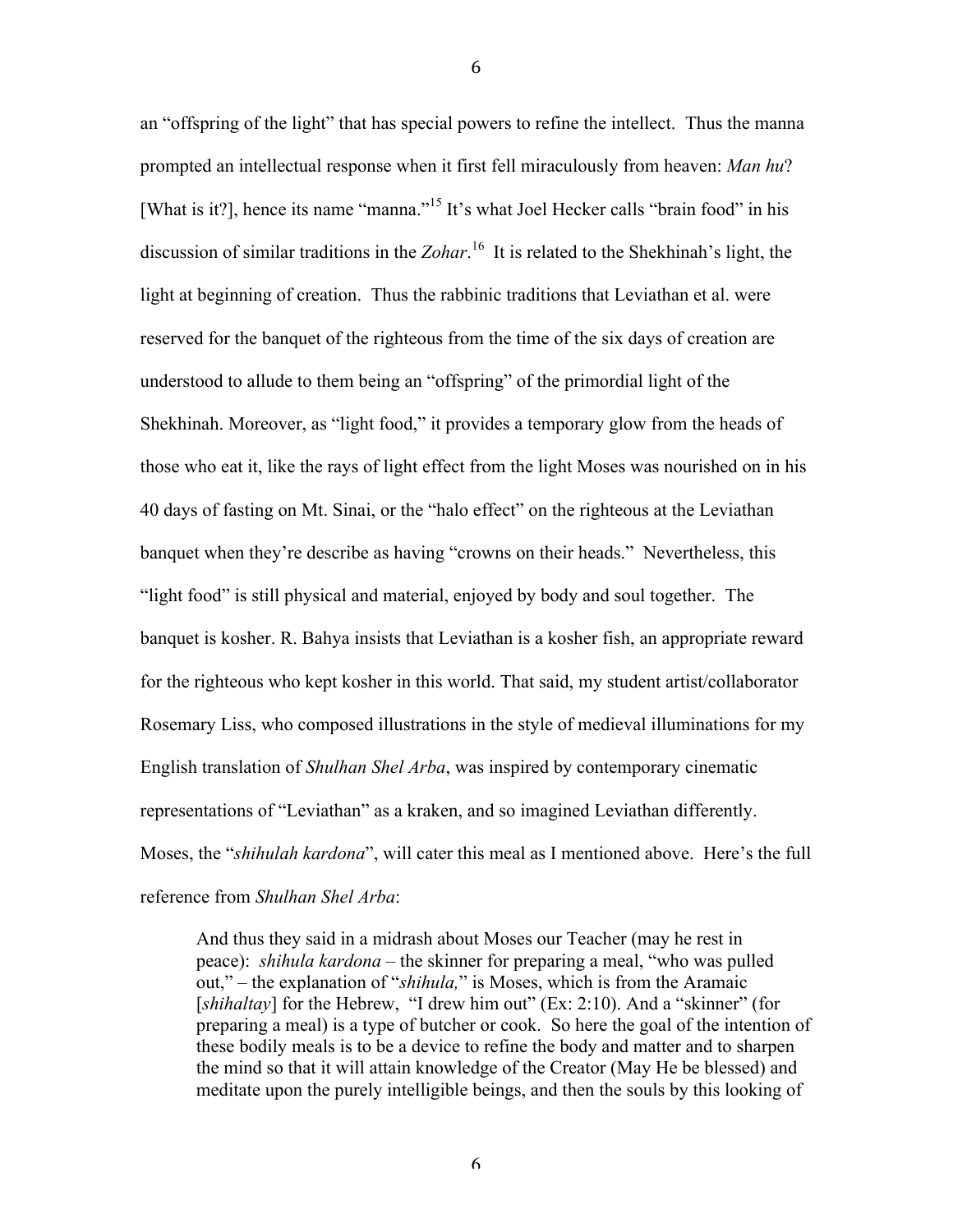an "offspring of the light" that has special powers to refine the intellect. Thus the manna prompted an intellectual response when it first fell miraculously from heaven: *Man hu*? [What is it?], hence its name "manna."[15] It's what Joel Hecker calls "brain food" in his discussion of similar traditions in the *Zohar*.[16] It is related to the Shekhinah's light, the light at beginning of creation. Thus the rabbinic traditions that Leviathan et al. were reserved for the banquet of the righteous from the time of the six days of creation are understood to allude to them being an "offspring" of the primordial light of the Shekhinah. Moreover, as "light food," it provides a temporary glow from the heads of those who eat it, like the rays of light effect from the light Moses was nourished on in his 40 days of fasting on Mt. Sinai, or the "halo effect" on the righteous at the Leviathan banquet when they're describe as having "crowns on their heads." Nevertheless, this "light food" is still physical and material, enjoyed by body and soul together. The banquet is kosher. R. Bahya insists that Leviathan is a kosher fish, an appropriate reward for the righteous who kept kosher in this world. That said, my student artist/collaborator Rosemary Liss, who composed illustrations in the style of medieval illuminations for my English translation of *Shulhan Shel Arba*, was inspired by contemporary cinematic representations of "Leviathan" as a kraken, and so imagined Leviathan differently. Moses, the "*shihulah kardona*", will cater this meal as I mentioned above. Here's the full reference from *Shulhan Shel Arba*:

> And thus they said in a midrash about Moses our Teacher (may he rest in peace): *shihula kardona* – the skinner for preparing a meal, "who was pulled out," – the explanation of "*shihula,*" is Moses, which is from the Aramaic [*shihaltay*] for the Hebrew, "I drew him out" (Ex: 2:10). And a "skinner" (for preparing a meal) is a type of butcher or cook. So here the goal of the intention of these bodily meals is to be a device to refine the body and matter and to sharpen the mind so that it will attain knowledge of the Creator (May He be blessed) and meditate upon the purely intelligible beings, and then the souls by this looking of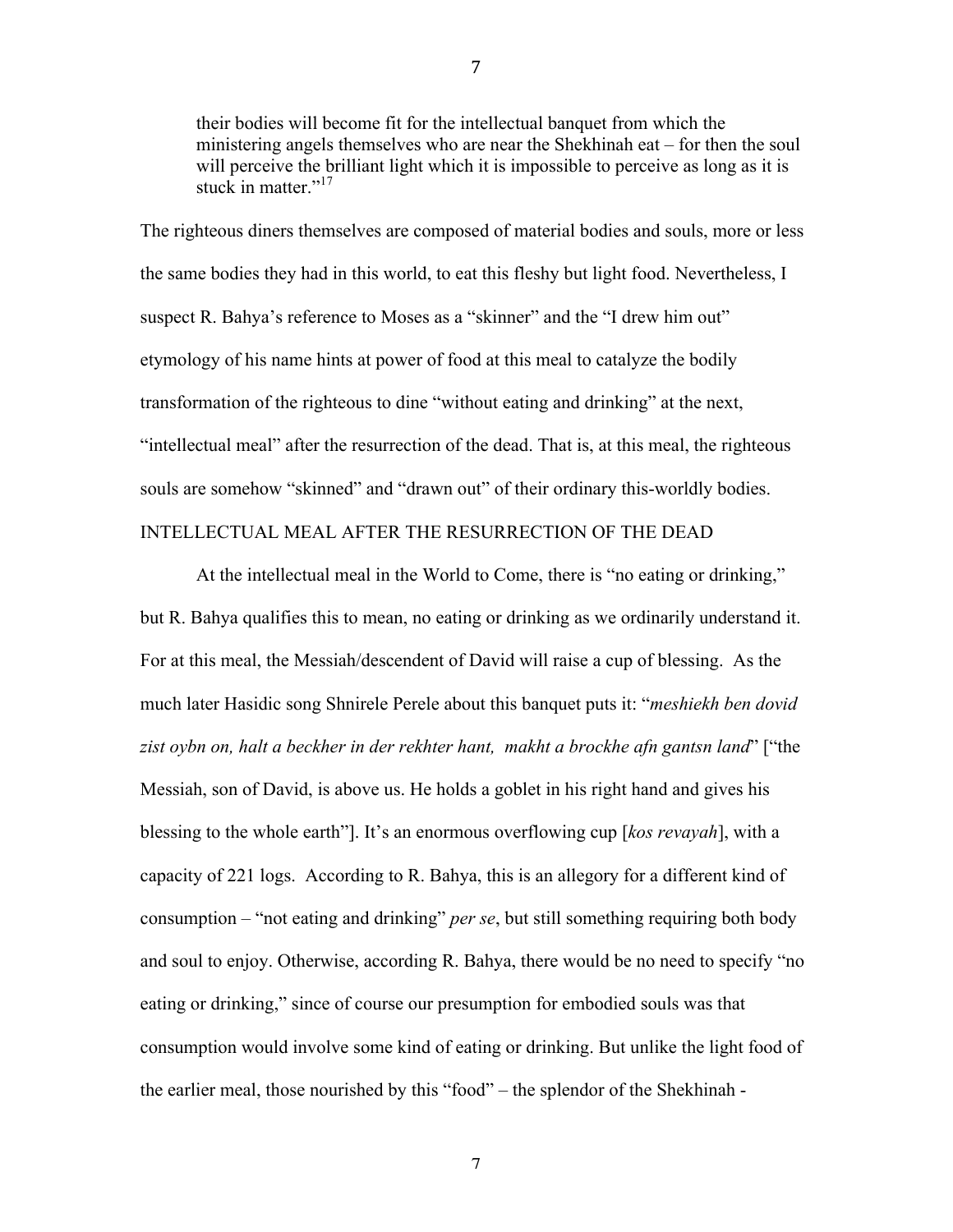> their bodies will become fit for the intellectual banquet from which the ministering angels themselves who are near the Shekhinah eat – for then the soul will perceive the brilliant light which it is impossible to perceive as long as it is stuck in matter."[17]

The righteous diners themselves are composed of material bodies and souls, more or less the same bodies they had in this world, to eat this fleshy but light food. Nevertheless, I suspect R. Bahya's reference to Moses as a "skinner" and the "I drew him out" etymology of his name hints at power of food at this meal to catalyze the bodily transformation of the righteous to dine "without eating and drinking" at the next, "intellectual meal" after the resurrection of the dead. That is, at this meal, the righteous souls are somehow "skinned" and "drawn out" of their ordinary this-worldly bodies.

## INTELLECTUAL MEAL AFTER THE RESURRECTION OF THE DEAD

At the intellectual meal in the World to Come, there is "no eating or drinking," but R. Bahya qualifies this to mean, no eating or drinking as we ordinarily understand it. For at this meal, the Messiah/descendent of David will raise a cup of blessing. As the much later Hasidic song Shnirele Perele about this banquet puts it: "*meshiekh ben dovid zist oybn on, halt a beckher in der rekhter hant, makht a brockhe afn gantsn land*" ["the Messiah, son of David, is above us. He holds a goblet in his right hand and gives his blessing to the whole earth"]. It's an enormous overflowing cup [*kos revayah*], with a capacity of 221 logs. According to R. Bahya, this is an allegory for a different kind of consumption – "not eating and drinking" *per se*, but still something requiring both body and soul to enjoy. Otherwise, according R. Bahya, there would be no need to specify "no eating or drinking," since of course our presumption for embodied souls was that consumption would involve some kind of eating or drinking. But unlike the light food of the earlier meal, those nourished by this "food" – the splendor of the Shekhinah -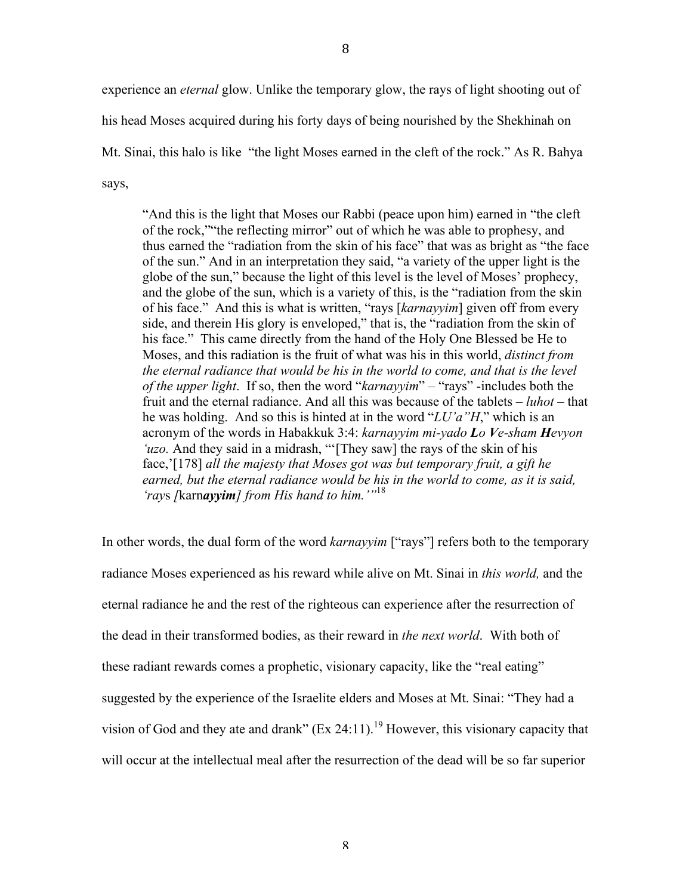experience an *eternal* glow. Unlike the temporary glow, the rays of light shooting out of his head Moses acquired during his forty days of being nourished by the Shekhinah on Mt. Sinai, this halo is like "the light Moses earned in the cleft of the rock." As R. Bahya says,

> "And this is the light that Moses our Rabbi (peace upon him) earned in "the cleft of the rock,""the reflecting mirror" out of which he was able to prophesy, and thus earned the "radiation from the skin of his face" that was as bright as "the face of the sun." And in an interpretation they said, "a variety of the upper light is the globe of the sun," because the light of this level is the level of Moses' prophecy, and the globe of the sun, which is a variety of this, is the "radiation from the skin of his face." And this is what is written, "rays [*karnayyim*] given off from every side, and therein His glory is enveloped," that is, the "radiation from the skin of his face." This came directly from the hand of the Holy One Blessed be He to Moses, and this radiation is the fruit of what was his in this world, *distinct from the eternal radiance that would be his in the world to come, and that is the level of the upper light*. If so, then the word "*karnayyim*" – "rays" -includes both the fruit and the eternal radiance. And all this was because of the tablets – *luhot* – that he was holding. And so this is hinted at in the word "*LU'a"H*," which is an acronym of the words in Habakkuk 3:4: *karnayyim mi-yado* ***L****o* ***V****e-sham* ***H****evyon 'uzo.* And they said in a midrash, "'[They saw] the rays of the skin of his face,'[178] *all the majesty that Moses got was but temporary fruit, a gift he earned, but the eternal radiance would be his in the world to come, as it is said, 'rays [*karn***ayyim***] from His hand to him.'*"[18]

In other words, the dual form of the word *karnayyim* ["rays"] refers both to the temporary radiance Moses experienced as his reward while alive on Mt. Sinai in *this world,* and the eternal radiance he and the rest of the righteous can experience after the resurrection of the dead in their transformed bodies, as their reward in *the next world*. With both of these radiant rewards comes a prophetic, visionary capacity, like the "real eating" suggested by the experience of the Israelite elders and Moses at Mt. Sinai: "They had a vision of God and they ate and drank" (Ex 24:11).[19] However, this visionary capacity that will occur at the intellectual meal after the resurrection of the dead will be so far superior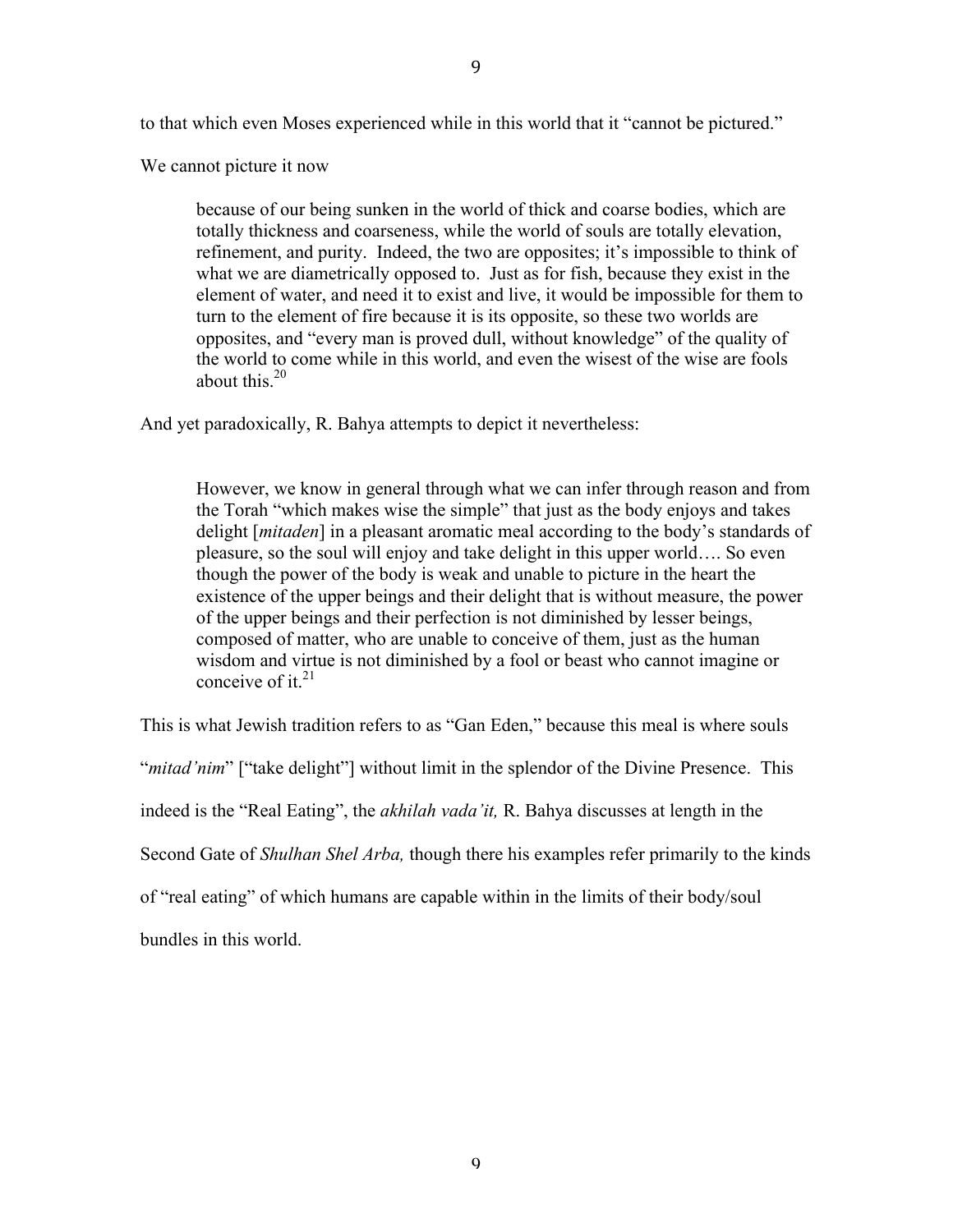to that which even Moses experienced while in this world that it "cannot be pictured."

We cannot picture it now

> because of our being sunken in the world of thick and coarse bodies, which are totally thickness and coarseness, while the world of souls are totally elevation, refinement, and purity. Indeed, the two are opposites; it's impossible to think of what we are diametrically opposed to. Just as for fish, because they exist in the element of water, and need it to exist and live, it would be impossible for them to turn to the element of fire because it is its opposite, so these two worlds are opposites, and "every man is proved dull, without knowledge" of the quality of the world to come while in this world, and even the wisest of the wise are fools about this.[20]

And yet paradoxically, R. Bahya attempts to depict it nevertheless:

> However, we know in general through what we can infer through reason and from the Torah "which makes wise the simple" that just as the body enjoys and takes delight [*mitaden*] in a pleasant aromatic meal according to the body's standards of pleasure, so the soul will enjoy and take delight in this upper world…. So even though the power of the body is weak and unable to picture in the heart the existence of the upper beings and their delight that is without measure, the power of the upper beings and their perfection is not diminished by lesser beings, composed of matter, who are unable to conceive of them, just as the human wisdom and virtue is not diminished by a fool or beast who cannot imagine or conceive of it.[21]

This is what Jewish tradition refers to as "Gan Eden," because this meal is where souls "*mitad'nim*" ["take delight"] without limit in the splendor of the Divine Presence. This indeed is the "Real Eating", the *akhilah vada'it,* R. Bahya discusses at length in the Second Gate of *Shulhan Shel Arba,* though there his examples refer primarily to the kinds of "real eating" of which humans are capable within in the limits of their body/soul bundles in this world.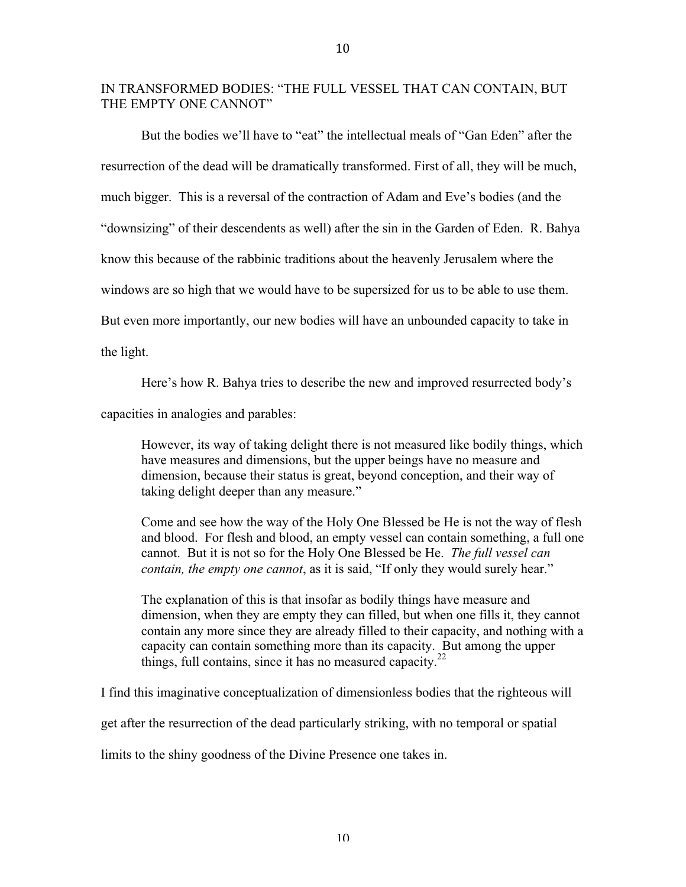## IN TRANSFORMED BODIES: "THE FULL VESSEL THAT CAN CONTAIN, BUT THE EMPTY ONE CANNOT"

But the bodies we'll have to "eat" the intellectual meals of "Gan Eden" after the resurrection of the dead will be dramatically transformed. First of all, they will be much, much bigger. This is a reversal of the contraction of Adam and Eve's bodies (and the "downsizing" of their descendents as well) after the sin in the Garden of Eden. R. Bahya know this because of the rabbinic traditions about the heavenly Jerusalem where the windows are so high that we would have to be supersized for us to be able to use them. But even more importantly, our new bodies will have an unbounded capacity to take in the light.

Here's how R. Bahya tries to describe the new and improved resurrected body's capacities in analogies and parables:

> However, its way of taking delight there is not measured like bodily things, which have measures and dimensions, but the upper beings have no measure and dimension, because their status is great, beyond conception, and their way of taking delight deeper than any measure."
>
> Come and see how the way of the Holy One Blessed be He is not the way of flesh and blood. For flesh and blood, an empty vessel can contain something, a full one cannot. But it is not so for the Holy One Blessed be He. *The full vessel can contain, the empty one cannot*, as it is said, "If only they would surely hear."
>
> The explanation of this is that insofar as bodily things have measure and dimension, when they are empty they can filled, but when one fills it, they cannot contain any more since they are already filled to their capacity, and nothing with a capacity can contain something more than its capacity. But among the upper things, full contains, since it has no measured capacity.[22]

I find this imaginative conceptualization of dimensionless bodies that the righteous will get after the resurrection of the dead particularly striking, with no temporal or spatial limits to the shiny goodness of the Divine Presence one takes in.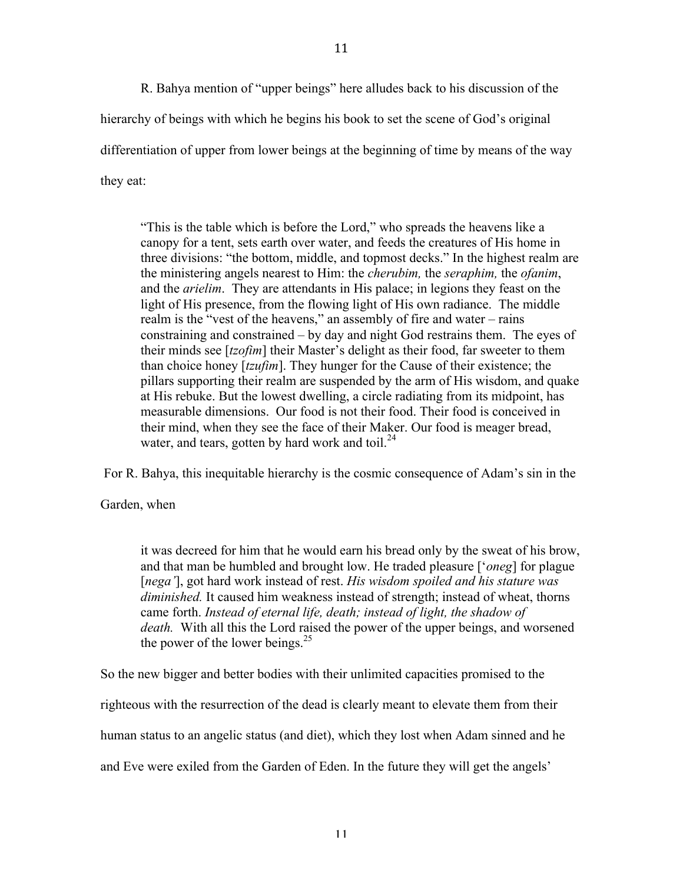R. Bahya mention of "upper beings" here alludes back to his discussion of the hierarchy of beings with which he begins his book to set the scene of God's original differentiation of upper from lower beings at the beginning of time by means of the way they eat:

> "This is the table which is before the Lord," who spreads the heavens like a canopy for a tent, sets earth over water, and feeds the creatures of His home in three divisions: "the bottom, middle, and topmost decks." In the highest realm are the ministering angels nearest to Him: the *cherubim,* the *seraphim,* the *ofanim*, and the *arielim*. They are attendants in His palace; in legions they feast on the light of His presence, from the flowing light of His own radiance. The middle realm is the "vest of the heavens," an assembly of fire and water – rains constraining and constrained – by day and night God restrains them. The eyes of their minds see [*tzofim*] their Master's delight as their food, far sweeter to them than choice honey [*tzufim*]. They hunger for the Cause of their existence; the pillars supporting their realm are suspended by the arm of His wisdom, and quake at His rebuke. But the lowest dwelling, a circle radiating from its midpoint, has measurable dimensions. Our food is not their food. Their food is conceived in their mind, when they see the face of their Maker. Our food is meager bread, water, and tears, gotten by hard work and toil.[24]

For R. Bahya, this inequitable hierarchy is the cosmic consequence of Adam's sin in the Garden, when

> it was decreed for him that he would earn his bread only by the sweat of his brow, and that man be humbled and brought low. He traded pleasure ['*oneg*] for plague [*nega'*], got hard work instead of rest. *His wisdom spoiled and his stature was diminished.* It caused him weakness instead of strength; instead of wheat, thorns came forth. *Instead of eternal life, death; instead of light, the shadow of death.* With all this the Lord raised the power of the upper beings, and worsened the power of the lower beings.[25]

So the new bigger and better bodies with their unlimited capacities promised to the righteous with the resurrection of the dead is clearly meant to elevate them from their human status to an angelic status (and diet), which they lost when Adam sinned and he and Eve were exiled from the Garden of Eden. In the future they will get the angels'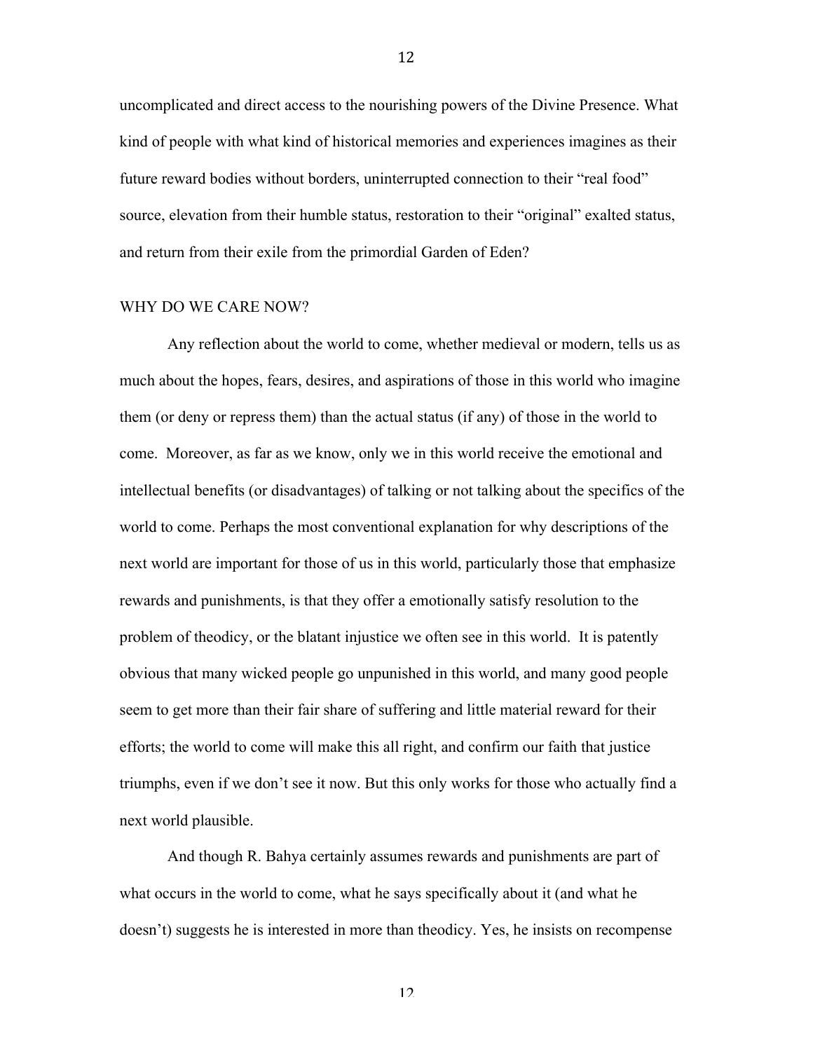uncomplicated and direct access to the nourishing powers of the Divine Presence. What kind of people with what kind of historical memories and experiences imagines as their future reward bodies without borders, uninterrupted connection to their "real food" source, elevation from their humble status, restoration to their "original" exalted status, and return from their exile from the primordial Garden of Eden?

## WHY DO WE CARE NOW?

Any reflection about the world to come, whether medieval or modern, tells us as much about the hopes, fears, desires, and aspirations of those in this world who imagine them (or deny or repress them) than the actual status (if any) of those in the world to come. Moreover, as far as we know, only we in this world receive the emotional and intellectual benefits (or disadvantages) of talking or not talking about the specifics of the world to come. Perhaps the most conventional explanation for why descriptions of the next world are important for those of us in this world, particularly those that emphasize rewards and punishments, is that they offer a emotionally satisfy resolution to the problem of theodicy, or the blatant injustice we often see in this world. It is patently obvious that many wicked people go unpunished in this world, and many good people seem to get more than their fair share of suffering and little material reward for their efforts; the world to come will make this all right, and confirm our faith that justice triumphs, even if we don't see it now. But this only works for those who actually find a next world plausible.

And though R. Bahya certainly assumes rewards and punishments are part of what occurs in the world to come, what he says specifically about it (and what he doesn't) suggests he is interested in more than theodicy. Yes, he insists on recompense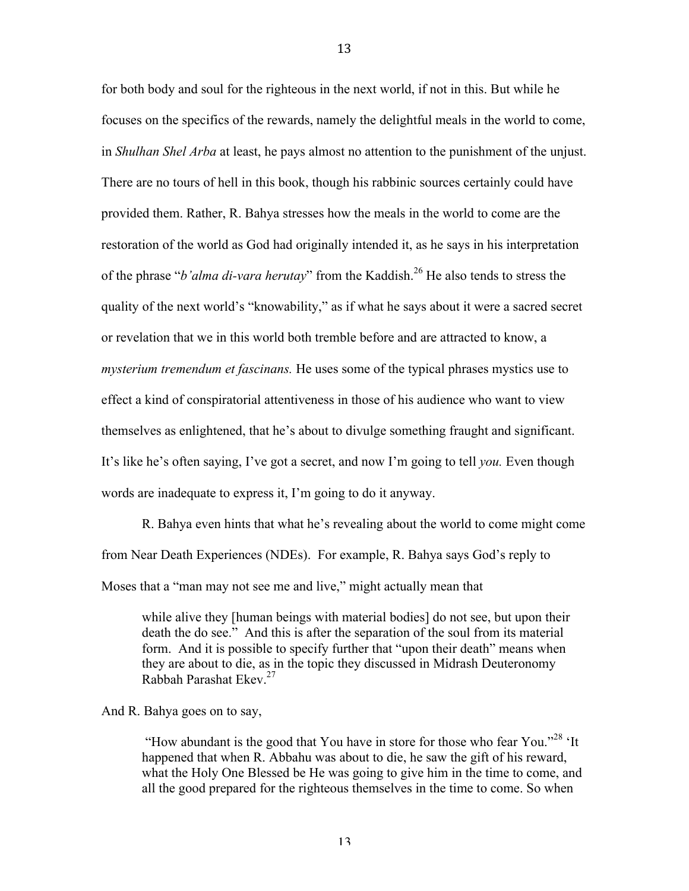for both body and soul for the righteous in the next world, if not in this. But while he focuses on the specifics of the rewards, namely the delightful meals in the world to come, in *Shulhan Shel Arba* at least, he pays almost no attention to the punishment of the unjust. There are no tours of hell in this book, though his rabbinic sources certainly could have provided them. Rather, R. Bahya stresses how the meals in the world to come are the restoration of the world as God had originally intended it, as he says in his interpretation of the phrase "*b'alma di-vara herutay*" from the Kaddish.[26] He also tends to stress the quality of the next world's "knowability," as if what he says about it were a sacred secret or revelation that we in this world both tremble before and are attracted to know, a *mysterium tremendum et fascinans.* He uses some of the typical phrases mystics use to effect a kind of conspiratorial attentiveness in those of his audience who want to view themselves as enlightened, that he's about to divulge something fraught and significant. It's like he's often saying, I've got a secret, and now I'm going to tell *you.* Even though words are inadequate to express it, I'm going to do it anyway.

R. Bahya even hints that what he's revealing about the world to come might come from Near Death Experiences (NDEs). For example, R. Bahya says God's reply to Moses that a "man may not see me and live," might actually mean that

> while alive they [human beings with material bodies] do not see, but upon their death the do see." And this is after the separation of the soul from its material form. And it is possible to specify further that "upon their death" means when they are about to die, as in the topic they discussed in Midrash Deuteronomy Rabbah Parashat Ekev.[27]

And R. Bahya goes on to say,

> "How abundant is the good that You have in store for those who fear You."[28] 'It happened that when R. Abbahu was about to die, he saw the gift of his reward, what the Holy One Blessed be He was going to give him in the time to come, and all the good prepared for the righteous themselves in the time to come. So when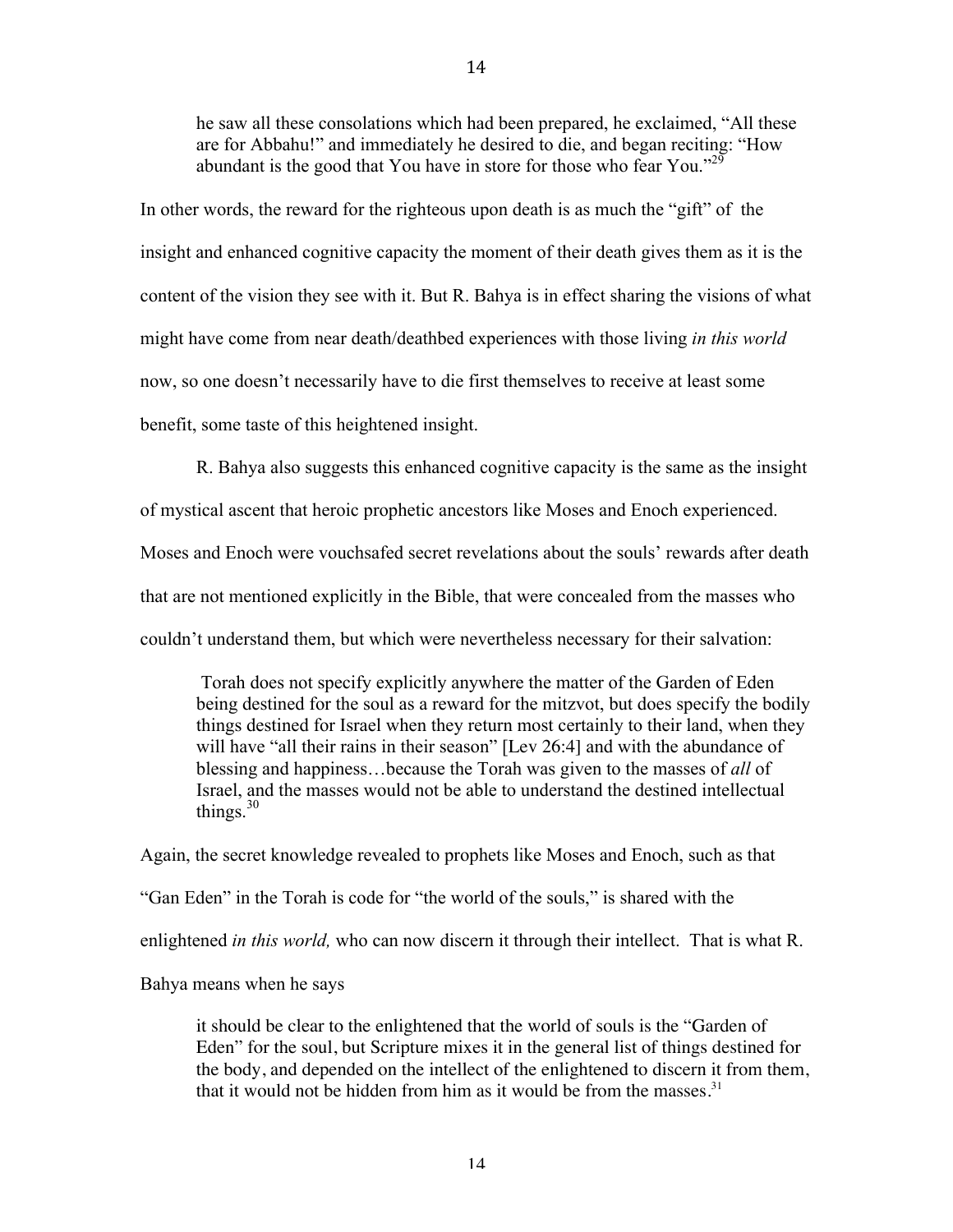> he saw all these consolations which had been prepared, he exclaimed, "All these are for Abbahu!" and immediately he desired to die, and began reciting: "How abundant is the good that You have in store for those who fear You."[29]

In other words, the reward for the righteous upon death is as much the "gift" of the insight and enhanced cognitive capacity the moment of their death gives them as it is the content of the vision they see with it. But R. Bahya is in effect sharing the visions of what might have come from near death/deathbed experiences with those living *in this world* now, so one doesn't necessarily have to die first themselves to receive at least some benefit, some taste of this heightened insight.

R. Bahya also suggests this enhanced cognitive capacity is the same as the insight of mystical ascent that heroic prophetic ancestors like Moses and Enoch experienced. Moses and Enoch were vouchsafed secret revelations about the souls' rewards after death that are not mentioned explicitly in the Bible, that were concealed from the masses who couldn't understand them, but which were nevertheless necessary for their salvation:

> Torah does not specify explicitly anywhere the matter of the Garden of Eden being destined for the soul as a reward for the mitzvot, but does specify the bodily things destined for Israel when they return most certainly to their land, when they will have "all their rains in their season" [Lev 26:4] and with the abundance of blessing and happiness…because the Torah was given to the masses of *all* of Israel, and the masses would not be able to understand the destined intellectual things.[30]

Again, the secret knowledge revealed to prophets like Moses and Enoch, such as that "Gan Eden" in the Torah is code for "the world of the souls," is shared with the enlightened *in this world,* who can now discern it through their intellect. That is what R. Bahya means when he says

> it should be clear to the enlightened that the world of souls is the "Garden of Eden" for the soul, but Scripture mixes it in the general list of things destined for the body, and depended on the intellect of the enlightened to discern it from them, that it would not be hidden from him as it would be from the masses.[31]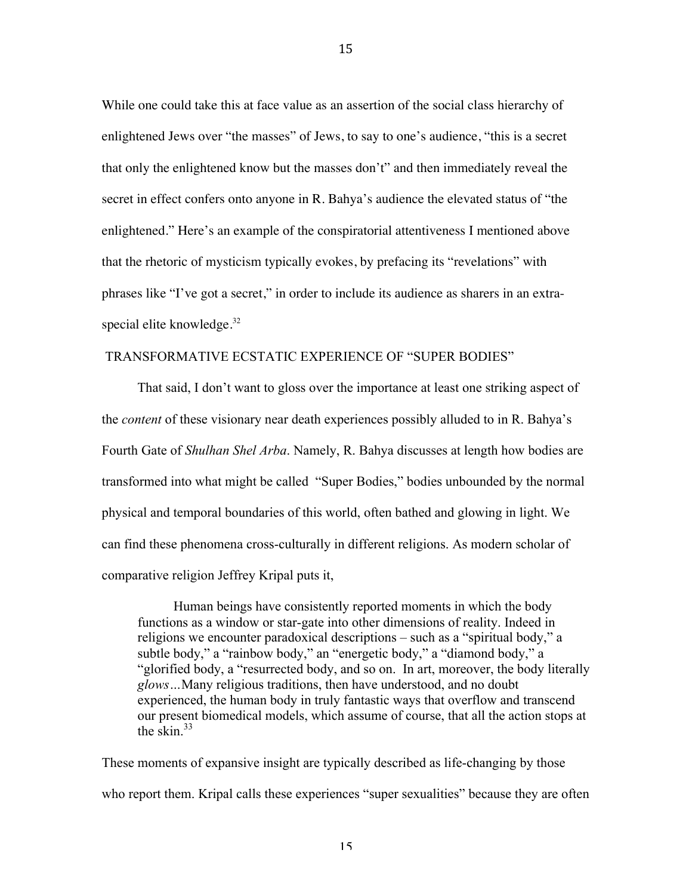While one could take this at face value as an assertion of the social class hierarchy of enlightened Jews over "the masses" of Jews, to say to one's audience, "this is a secret that only the enlightened know but the masses don't" and then immediately reveal the secret in effect confers onto anyone in R. Bahya's audience the elevated status of "the enlightened." Here's an example of the conspiratorial attentiveness I mentioned above that the rhetoric of mysticism typically evokes, by prefacing its "revelations" with phrases like "I've got a secret," in order to include its audience as sharers in an extra-special elite knowledge.[32]

## TRANSFORMATIVE ECSTATIC EXPERIENCE OF "SUPER BODIES"

That said, I don't want to gloss over the importance at least one striking aspect of the *content* of these visionary near death experiences possibly alluded to in R. Bahya's Fourth Gate of *Shulhan Shel Arba*. Namely, R. Bahya discusses at length how bodies are transformed into what might be called "Super Bodies," bodies unbounded by the normal physical and temporal boundaries of this world, often bathed and glowing in light. We can find these phenomena cross-culturally in different religions. As modern scholar of comparative religion Jeffrey Kripal puts it,

> Human beings have consistently reported moments in which the body functions as a window or star-gate into other dimensions of reality. Indeed in religions we encounter paradoxical descriptions – such as a "spiritual body," a subtle body," a "rainbow body," an "energetic body," a "diamond body," a "glorified body, a "resurrected body, and so on. In art, moreover, the body literally *glows*…Many religious traditions, then have understood, and no doubt experienced, the human body in truly fantastic ways that overflow and transcend our present biomedical models, which assume of course, that all the action stops at the skin.[33]

These moments of expansive insight are typically described as life-changing by those who report them. Kripal calls these experiences "super sexualities" because they are often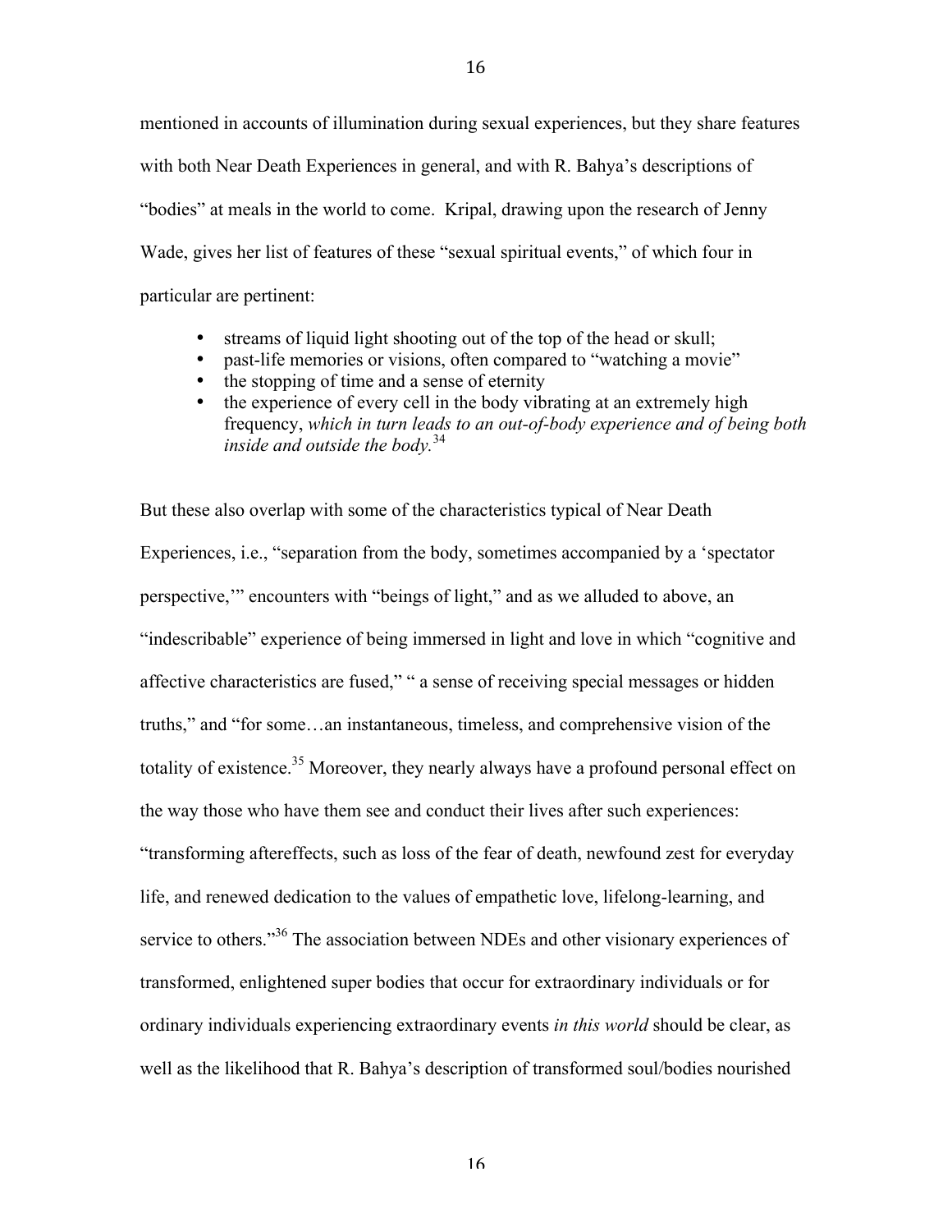mentioned in accounts of illumination during sexual experiences, but they share features with both Near Death Experiences in general, and with R. Bahya's descriptions of "bodies" at meals in the world to come. Kripal, drawing upon the research of Jenny Wade, gives her list of features of these "sexual spiritual events," of which four in particular are pertinent:

- streams of liquid light shooting out of the top of the head or skull;
- past-life memories or visions, often compared to "watching a movie"
- the stopping of time and a sense of eternity
- the experience of every cell in the body vibrating at an extremely high frequency, *which in turn leads to an out-of-body experience and of being both inside and outside the body.*[34]

But these also overlap with some of the characteristics typical of Near Death Experiences, i.e., "separation from the body, sometimes accompanied by a 'spectator perspective,'" encounters with "beings of light," and as we alluded to above, an "indescribable" experience of being immersed in light and love in which "cognitive and affective characteristics are fused," " a sense of receiving special messages or hidden truths," and "for some…an instantaneous, timeless, and comprehensive vision of the totality of existence.[35] Moreover, they nearly always have a profound personal effect on the way those who have them see and conduct their lives after such experiences: "transforming aftereffects, such as loss of the fear of death, newfound zest for everyday life, and renewed dedication to the values of empathetic love, lifelong-learning, and service to others."[36] The association between NDEs and other visionary experiences of transformed, enlightened super bodies that occur for extraordinary individuals or for ordinary individuals experiencing extraordinary events *in this world* should be clear, as well as the likelihood that R. Bahya's description of transformed soul/bodies nourished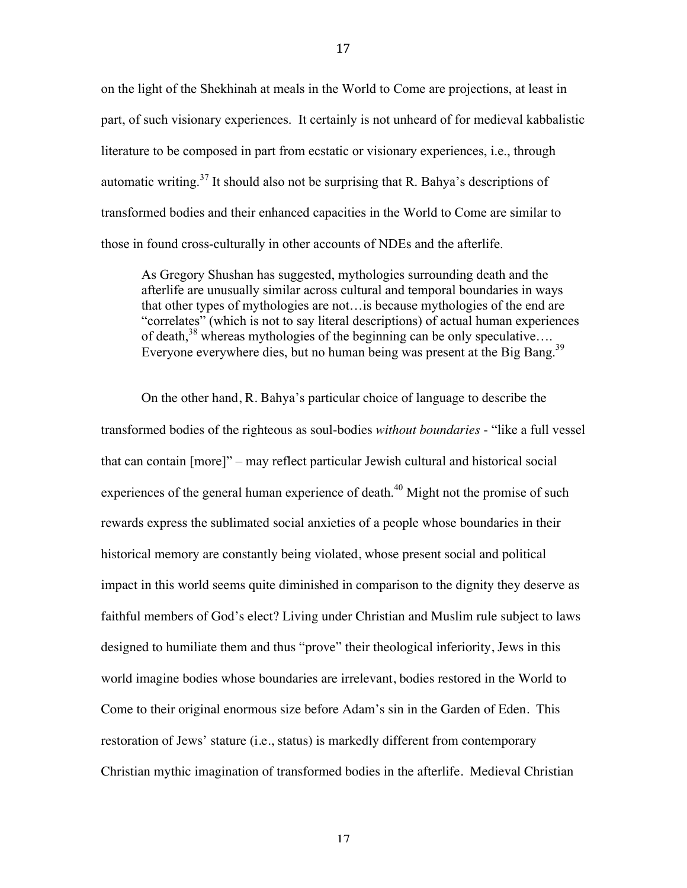on the light of the Shekhinah at meals in the World to Come are projections, at least in part, of such visionary experiences. It certainly is not unheard of for medieval kabbalistic literature to be composed in part from ecstatic or visionary experiences, i.e., through automatic writing.[37] It should also not be surprising that R. Bahya's descriptions of transformed bodies and their enhanced capacities in the World to Come are similar to those in found cross-culturally in other accounts of NDEs and the afterlife.

> As Gregory Shushan has suggested, mythologies surrounding death and the afterlife are unusually similar across cultural and temporal boundaries in ways that other types of mythologies are not…is because mythologies of the end are "correlates" (which is not to say literal descriptions) of actual human experiences of death,[38] whereas mythologies of the beginning can be only speculative…. Everyone everywhere dies, but no human being was present at the Big Bang.[39]

On the other hand, R. Bahya's particular choice of language to describe the transformed bodies of the righteous as soul-bodies *without boundaries* - "like a full vessel that can contain [more]" – may reflect particular Jewish cultural and historical social experiences of the general human experience of death.[40] Might not the promise of such rewards express the sublimated social anxieties of a people whose boundaries in their historical memory are constantly being violated, whose present social and political impact in this world seems quite diminished in comparison to the dignity they deserve as faithful members of God's elect? Living under Christian and Muslim rule subject to laws designed to humiliate them and thus "prove" their theological inferiority, Jews in this world imagine bodies whose boundaries are irrelevant, bodies restored in the World to Come to their original enormous size before Adam's sin in the Garden of Eden. This restoration of Jews' stature (i.e., status) is markedly different from contemporary Christian mythic imagination of transformed bodies in the afterlife. Medieval Christian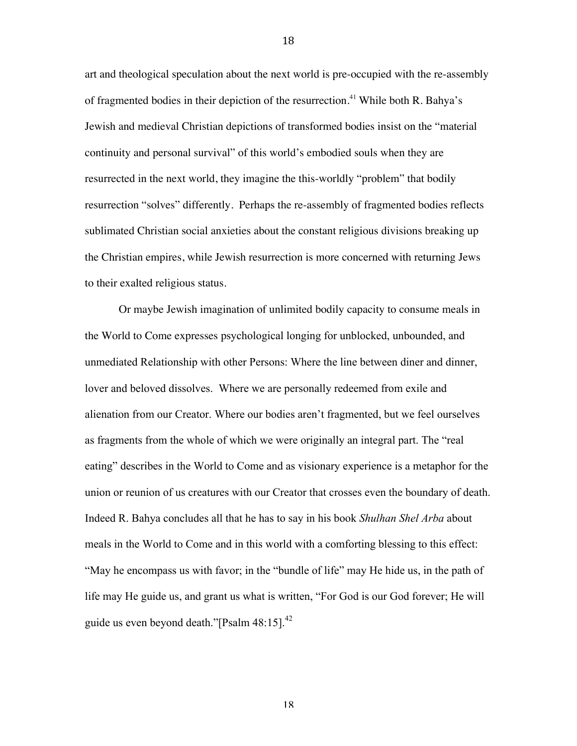art and theological speculation about the next world is pre-occupied with the re-assembly of fragmented bodies in their depiction of the resurrection.[41] While both R. Bahya's Jewish and medieval Christian depictions of transformed bodies insist on the "material continuity and personal survival" of this world's embodied souls when they are resurrected in the next world, they imagine the this-worldly "problem" that bodily resurrection "solves" differently. Perhaps the re-assembly of fragmented bodies reflects sublimated Christian social anxieties about the constant religious divisions breaking up the Christian empires, while Jewish resurrection is more concerned with returning Jews to their exalted religious status.

Or maybe Jewish imagination of unlimited bodily capacity to consume meals in the World to Come expresses psychological longing for unblocked, unbounded, and unmediated Relationship with other Persons: Where the line between diner and dinner, lover and beloved dissolves. Where we are personally redeemed from exile and alienation from our Creator. Where our bodies aren't fragmented, but we feel ourselves as fragments from the whole of which we were originally an integral part. The "real eating" describes in the World to Come and as visionary experience is a metaphor for the union or reunion of us creatures with our Creator that crosses even the boundary of death. Indeed R. Bahya concludes all that he has to say in his book *Shulhan Shel Arba* about meals in the World to Come and in this world with a comforting blessing to this effect: "May he encompass us with favor; in the "bundle of life" may He hide us, in the path of life may He guide us, and grant us what is written, "For God is our God forever; He will guide us even beyond death."[Psalm 48:15].[42]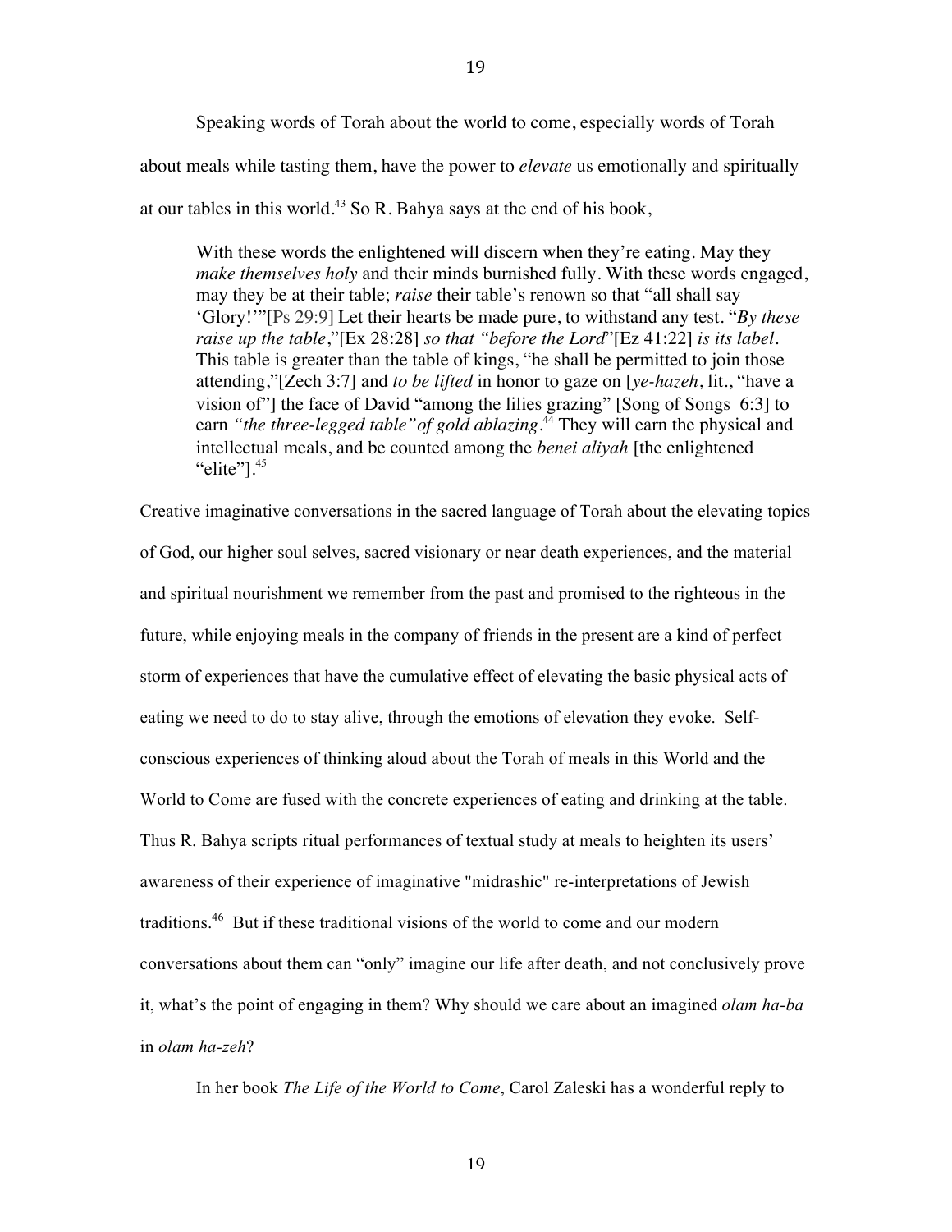Speaking words of Torah about the world to come, especially words of Torah about meals while tasting them, have the power to *elevate* us emotionally and spiritually at our tables in this world.[43] So R. Bahya says at the end of his book,

> With these words the enlightened will discern when they're eating. May they *make themselves holy* and their minds burnished fully. With these words engaged, may they be at their table; *raise* their table's renown so that "all shall say 'Glory!'"[Ps 29:9] Let their hearts be made pure, to withstand any test. "*By these raise up the table*,"[Ex 28:28] *so that "before the Lord*"[Ez 41:22] *is its label*. This table is greater than the table of kings, "he shall be permitted to join those attending,"[Zech 3:7] and *to be lifted* in honor to gaze on [*ye-hazeh*, lit., "have a vision of"] the face of David "among the lilies grazing" [Song of Songs 6:3] to earn *"the three-legged table" of gold ablazing*.[44] They will earn the physical and intellectual meals, and be counted among the *benei aliyah* [the enlightened "elite"].[45]

Creative imaginative conversations in the sacred language of Torah about the elevating topics of God, our higher soul selves, sacred visionary or near death experiences, and the material and spiritual nourishment we remember from the past and promised to the righteous in the future, while enjoying meals in the company of friends in the present are a kind of perfect storm of experiences that have the cumulative effect of elevating the basic physical acts of eating we need to do to stay alive, through the emotions of elevation they evoke. Self-conscious experiences of thinking aloud about the Torah of meals in this World and the World to Come are fused with the concrete experiences of eating and drinking at the table. Thus R. Bahya scripts ritual performances of textual study at meals to heighten its users' awareness of their experience of imaginative "midrashic" re-interpretations of Jewish traditions.[46] But if these traditional visions of the world to come and our modern conversations about them can "only" imagine our life after death, and not conclusively prove it, what's the point of engaging in them? Why should we care about an imagined *olam ha-ba* in *olam ha-zeh*?

In her book *The Life of the World to Come*, Carol Zaleski has a wonderful reply to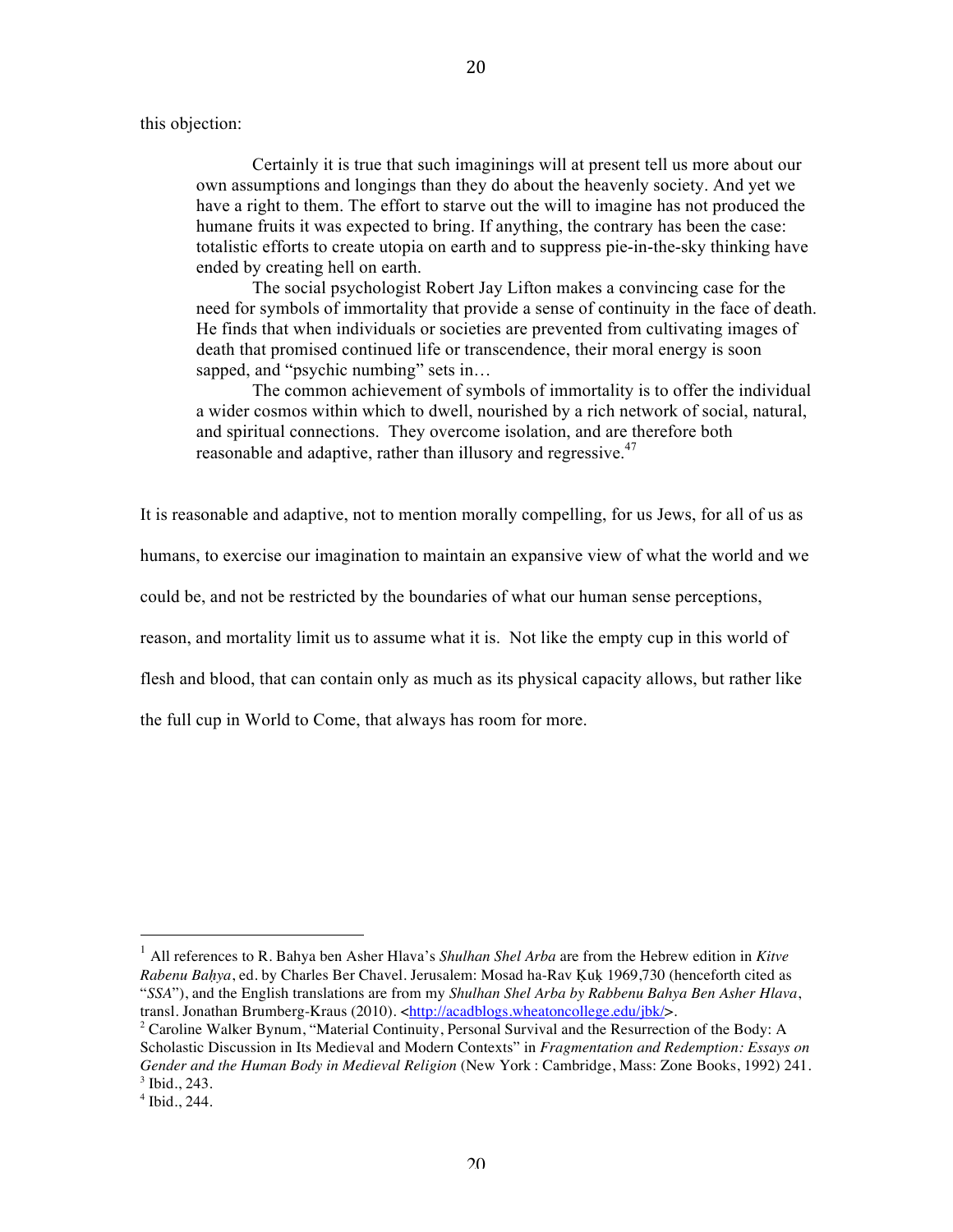this objection:

> Certainly it is true that such imaginings will at present tell us more about our own assumptions and longings than they do about the heavenly society. And yet we have a right to them. The effort to starve out the will to imagine has not produced the humane fruits it was expected to bring. If anything, the contrary has been the case: totalistic efforts to create utopia on earth and to suppress pie-in-the-sky thinking have ended by creating hell on earth.
>
> The social psychologist Robert Jay Lifton makes a convincing case for the need for symbols of immortality that provide a sense of continuity in the face of death. He finds that when individuals or societies are prevented from cultivating images of death that promised continued life or transcendence, their moral energy is soon sapped, and "psychic numbing" sets in…
>
> The common achievement of symbols of immortality is to offer the individual a wider cosmos within which to dwell, nourished by a rich network of social, natural, and spiritual connections. They overcome isolation, and are therefore both reasonable and adaptive, rather than illusory and regressive.[47]

It is reasonable and adaptive, not to mention morally compelling, for us Jews, for all of us as humans, to exercise our imagination to maintain an expansive view of what the world and we could be, and not be restricted by the boundaries of what our human sense perceptions, reason, and mortality limit us to assume what it is. Not like the empty cup in this world of flesh and blood, that can contain only as much as its physical capacity allows, but rather like the full cup in World to Come, that always has room for more.

---

[1] All references to R. Bahya ben Asher Hlava's *Shulhan Shel Arba* are from the Hebrew edition in *Kitve Rabenu Baḥya*, ed. by Charles Ber Chavel. Jerusalem: Mosad ha-Rav Ḳuḳ 1969,730 (henceforth cited as "*SSA*"), and the English translations are from my *Shulhan Shel Arba by Rabbenu Bahya Ben Asher Hlava*, transl. Jonathan Brumberg-Kraus (2010). <http://acadblogs.wheatoncollege.edu/jbk/>.

[2] Caroline Walker Bynum, "Material Continuity, Personal Survival and the Resurrection of the Body: A Scholastic Discussion in Its Medieval and Modern Contexts" in *Fragmentation and Redemption: Essays on Gender and the Human Body in Medieval Religion* (New York : Cambridge, Mass: Zone Books, 1992) 241.

[3] Ibid., 243.

[4] Ibid., 244.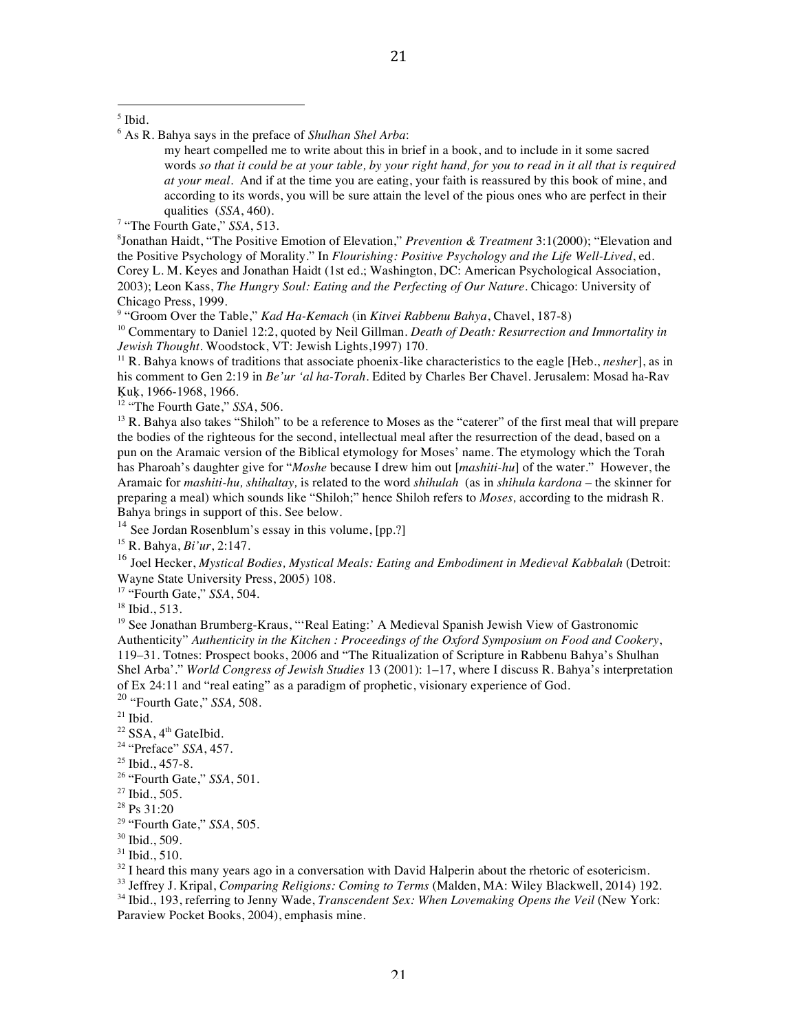[5] Ibid.

[6] As R. Bahya says in the preface of *Shulhan Shel Arba*:

> my heart compelled me to write about this in brief in a book, and to include in it some sacred words *so that it could be at your table, by your right hand, for you to read in it all that is required at your meal*. And if at the time you are eating, your faith is reassured by this book of mine, and according to its words, you will be sure attain the level of the pious ones who are perfect in their qualities (*SSA*, 460).

[7] "The Fourth Gate," *SSA*, 513.

[8] Jonathan Haidt, "The Positive Emotion of Elevation," *Prevention & Treatment* 3:1(2000); "Elevation and the Positive Psychology of Morality." In *Flourishing: Positive Psychology and the Life Well-Lived*, ed. Corey L. M. Keyes and Jonathan Haidt (1st ed.; Washington, DC: American Psychological Association, 2003); Leon Kass, *The Hungry Soul: Eating and the Perfecting of Our Nature*. Chicago: University of Chicago Press, 1999.

[9] "Groom Over the Table," *Kad Ha-Kemach* (in *Kitvei Rabbenu Bahya*, Chavel, 187-8)

[10] Commentary to Daniel 12:2, quoted by Neil Gillman. *Death of Death: Resurrection and Immortality in Jewish Thought*. Woodstock, VT: Jewish Lights,1997) 170.

[11] R. Bahya knows of traditions that associate phoenix-like characteristics to the eagle [Heb., *nesher*], as in his comment to Gen 2:19 in *Be'ur 'al ha-Torah*. Edited by Charles Ber Chavel. Jerusalem: Mosad ha-Rav Ḳuḳ, 1966-1968, 1966.

[12] "The Fourth Gate," *SSA*, 506.

[13] R. Bahya also takes "Shiloh" to be a reference to Moses as the "caterer" of the first meal that will prepare the bodies of the righteous for the second, intellectual meal after the resurrection of the dead, based on a pun on the Aramaic version of the Biblical etymology for Moses' name. The etymology which the Torah has Pharoah's daughter give for "*Moshe* because I drew him out [*mashiti-hu*] of the water." However, the Aramaic for *mashiti-hu, shihaltay,* is related to the word *shihulah* (as in *shihula kardona* – the skinner for preparing a meal) which sounds like "Shiloh;" hence Shiloh refers to *Moses,* according to the midrash R. Bahya brings in support of this. See below.

[14] See Jordan Rosenblum's essay in this volume, [pp.?]

[15] R. Bahya, *Bi'ur*, 2:147.

[16] Joel Hecker, *Mystical Bodies, Mystical Meals: Eating and Embodiment in Medieval Kabbalah* (Detroit: Wayne State University Press, 2005) 108.

[17] "Fourth Gate," *SSA*, 504.

[18] Ibid., 513.

[19] See Jonathan Brumberg-Kraus, "'Real Eating:' A Medieval Spanish Jewish View of Gastronomic Authenticity" *Authenticity in the Kitchen : Proceedings of the Oxford Symposium on Food and Cookery*, 119–31. Totnes: Prospect books, 2006 and "The Ritualization of Scripture in Rabbenu Bahya's Shulhan Shel Arba'." *World Congress of Jewish Studies* 13 (2001): 1–17, where I discuss R. Bahya's interpretation of Ex 24:11 and "real eating" as a paradigm of prophetic, visionary experience of God.

[20] "Fourth Gate," *SSA,* 508.

[21] Ibid.

[22] SSA, 4th GateIbid.

[24] "Preface" *SSA*, 457.

[25] Ibid., 457-8.

[26] "Fourth Gate," *SSA*, 501.

[27] Ibid., 505.

[28] Ps 31:20

[29] "Fourth Gate," *SSA*, 505.

[30] Ibid., 509.

[31] Ibid., 510.

[32] I heard this many years ago in a conversation with David Halperin about the rhetoric of esotericism.

[33] Jeffrey J. Kripal, *Comparing Religions: Coming to Terms* (Malden, MA: Wiley Blackwell, 2014) 192.

[34] Ibid., 193, referring to Jenny Wade, *Transcendent Sex: When Lovemaking Opens the Veil* (New York: Paraview Pocket Books, 2004), emphasis mine.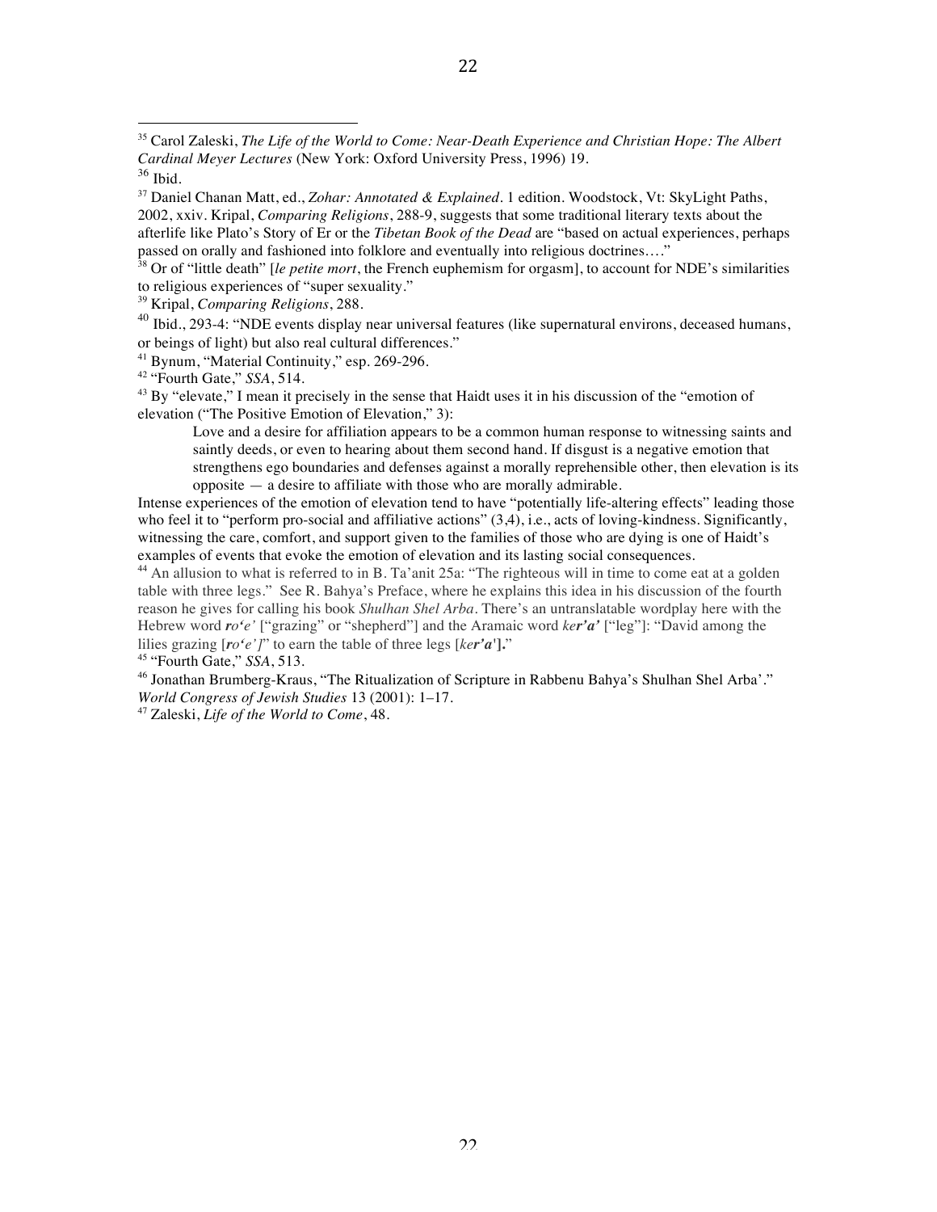[35] Carol Zaleski, *The Life of the World to Come: Near-Death Experience and Christian Hope: The Albert Cardinal Meyer Lectures* (New York: Oxford University Press, 1996) 19.

[36] Ibid.

[37] Daniel Chanan Matt, ed., *Zohar: Annotated & Explained*. 1 edition. Woodstock, Vt: SkyLight Paths, 2002, xxiv. Kripal, *Comparing Religions*, 288-9, suggests that some traditional literary texts about the afterlife like Plato's Story of Er or the *Tibetan Book of the Dead* are "based on actual experiences, perhaps passed on orally and fashioned into folklore and eventually into religious doctrines…."

[38] Or of "little death" [*le petite mort*, the French euphemism for orgasm], to account for NDE's similarities to religious experiences of "super sexuality."

[39] Kripal, *Comparing Religions*, 288.

[40] Ibid., 293-4: "NDE events display near universal features (like supernatural environs, deceased humans, or beings of light) but also real cultural differences."

[41] Bynum, "Material Continuity," esp. 269-296.

[42] "Fourth Gate," *SSA*, 514.

[43] By "elevate," I mean it precisely in the sense that Haidt uses it in his discussion of the "emotion of elevation ("The Positive Emotion of Elevation," 3):

> Love and a desire for affiliation appears to be a common human response to witnessing saints and saintly deeds, or even to hearing about them second hand. If disgust is a negative emotion that strengthens ego boundaries and defenses against a morally reprehensible other, then elevation is its opposite — a desire to affiliate with those who are morally admirable.

Intense experiences of the emotion of elevation tend to have "potentially life-altering effects" leading those who feel it to "perform pro-social and affiliative actions" (3,4), i.e., acts of loving-kindness. Significantly, witnessing the care, comfort, and support given to the families of those who are dying is one of Haidt's examples of events that evoke the emotion of elevation and its lasting social consequences.

[44] An allusion to what is referred to in B. Ta'anit 25a: "The righteous will in time to come eat at a golden table with three legs." See R. Bahya's Preface, where he explains this idea in his discussion of the fourth reason he gives for calling his book *Shulhan Shel Arba*. There's an untranslatable wordplay here with the Hebrew word ***ro'e'*** ["grazing" or "shepherd"] and the Aramaic word *ke**r'a'*** ["leg"]: "David among the lilies grazing [***ro'e'***]" to earn the table of three legs [*ke**r'a'***]."

[45] "Fourth Gate," *SSA*, 513.

[46] Jonathan Brumberg-Kraus, "The Ritualization of Scripture in Rabbenu Bahya's Shulhan Shel Arba'." *World Congress of Jewish Studies* 13 (2001): 1–17.

[47] Zaleski, *Life of the World to Come*, 48.